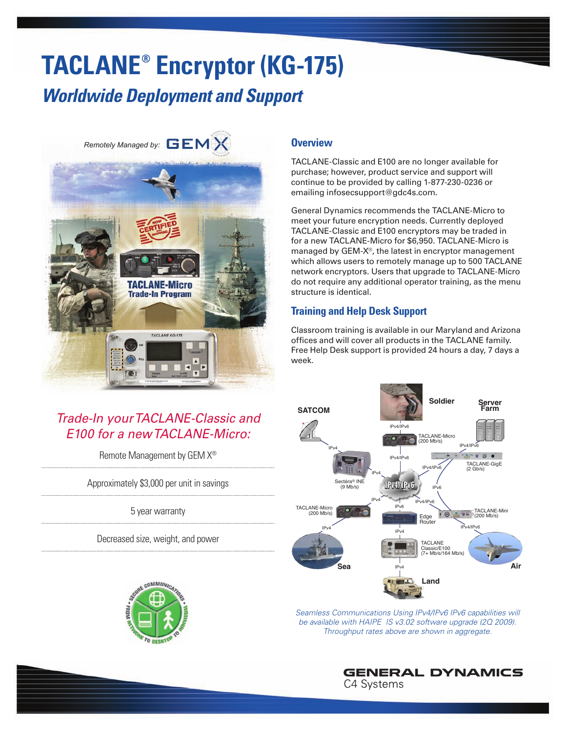# TACLANE® Encryptor (KG-175)

## *Worldwide Deployment and Support*

## Overview

TACLANE-Classic and E100 are no longer available for purchase; however, product service and support will continue to be provided by calling 1-877-230-0236 or emailing infosecsupport@gdc4s.com.

General Dynamics recommends the TACLANE-Micro to meet your future encryption needs. Currently deployed TACLANE-Classic and E100 encryptors may be traded in for a new TACLANE-Micro for $6,950. TACLANE-Micro is managed by GEM-X®, the latest in encryptor management which allows users to remotely manage up to 500 TACLANE network encryptors. Users that upgrade to TACLANE-Micro do not require any additional operator training, as the menu structure is identical.

## Training and Help Desk Support

Classroom training is available in our Maryland and Arizona offices and will cover all products in the TACLANE family. Free Help Desk support is provided 24 hours a day, 7 days a week.

*Trade-In your TACLANE-Classic and E100 for a new TACLANE-Micro:*

- Remote Management by GEM X®
- Approximately $3,000 per unit in savings
- 5 year warranty
- Decreased size, weight, and power

*Seamless Communications Using IPv4/IPv6 IPv6 capabilities will be available with HAIPE IS v3.02 software upgrade (2Q 2009). Throughput rates above are shown in aggregate.*

**GENERAL DYNAMICS**
C4 Systems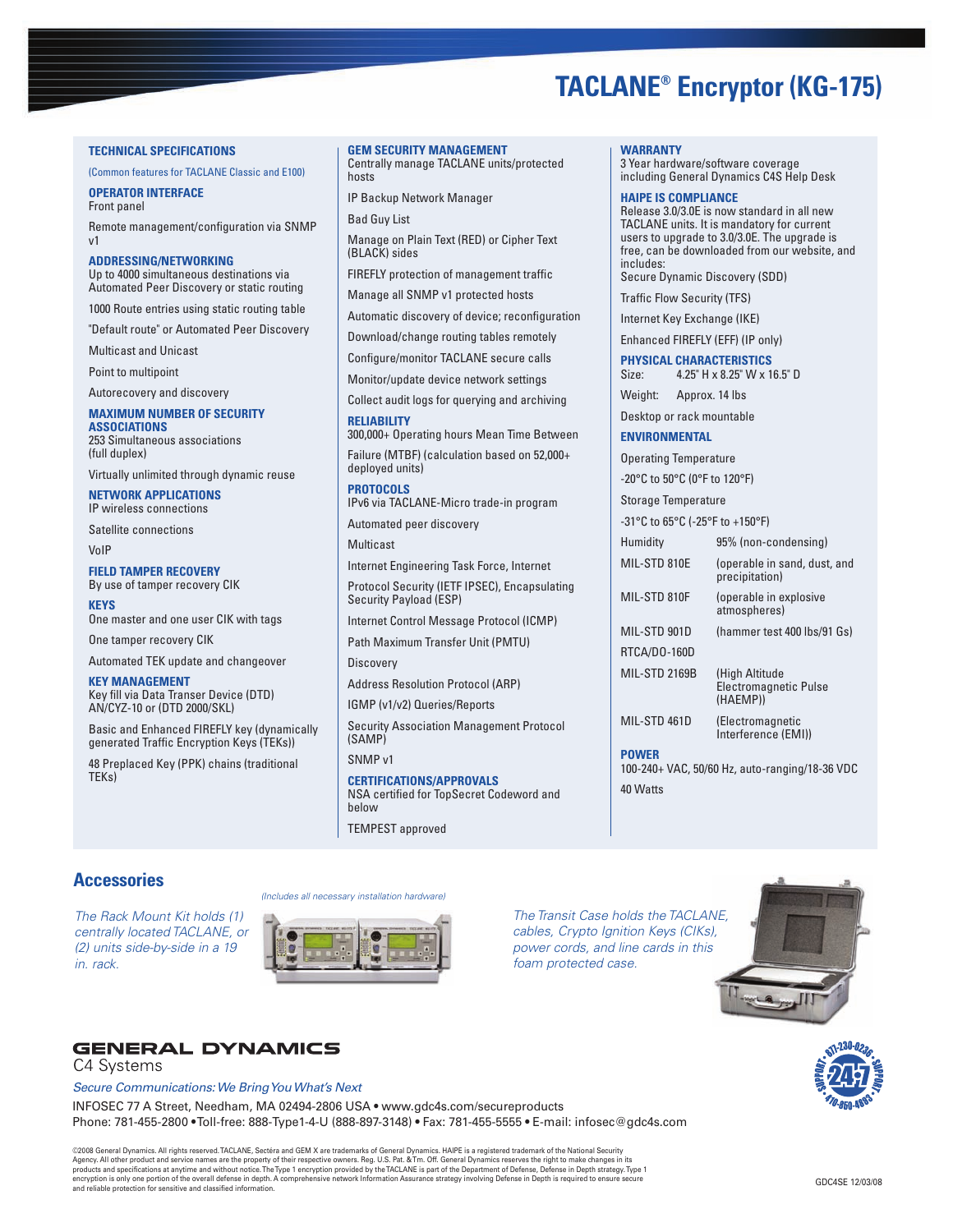# TACLANE® Encryptor (KG-175)

## TECHNICAL SPECIFICATIONS

(Common features for TACLANE Classic and E100)

### OPERATOR INTERFACE

Front panel

Remote management/configuration via SNMP v1

### ADDRESSING/NETWORKING

Up to 4000 simultaneous destinations via Automated Peer Discovery or static routing

1000 Route entries using static routing table

"Default route" or Automated Peer Discovery

Multicast and Unicast

Point to multipoint

Autorecovery and discovery

### MAXIMUM NUMBER OF SECURITY ASSOCIATIONS

253 Simultaneous associations (full duplex)

Virtually unlimited through dynamic reuse

### NETWORK APPLICATIONS

IP wireless connections

Satellite connections

VoIP

### FIELD TAMPER RECOVERY

By use of tamper recovery CIK

### KEYS

One master and one user CIK with tags

One tamper recovery CIK

Automated TEK update and changeover

### KEY MANAGEMENT

Key fill via Data Transer Device (DTD) AN/CYZ-10 or (DTD 2000/SKL)

Basic and Enhanced FIREFLY key (dynamically generated Traffic Encryption Keys (TEKs))

48 Preplaced Key (PPK) chains (traditional TEKs)

### GEM SECURITY MANAGEMENT

Centrally manage TACLANE units/protected hosts

IP Backup Network Manager

Bad Guy List

Manage on Plain Text (RED) or Cipher Text (BLACK) sides

FIREFLY protection of management traffic

Manage all SNMP v1 protected hosts

Automatic discovery of device; reconfiguration

Download/change routing tables remotely

Configure/monitor TACLANE secure calls

Monitor/update device network settings

Collect audit logs for querying and archiving

### RELIABILITY

300,000+ Operating hours Mean Time Between

Failure (MTBF) (calculation based on 52,000+ deployed units)

### PROTOCOLS

IPv6 via TACLANE-Micro trade-in program

Automated peer discovery

Multicast

Internet Engineering Task Force, Internet

Protocol Security (IETF IPSEC), Encapsulating Security Payload (ESP)

Internet Control Message Protocol (ICMP)

Path Maximum Transfer Unit (PMTU)

Discovery

Address Resolution Protocol (ARP)

IGMP (v1/v2) Queries/Reports

Security Association Management Protocol (SAMP)

SNMP v1

### CERTIFICATIONS/APPROVALS

NSA certified for TopSecret Codeword and below

TEMPEST approved

### WARRANTY

3 Year hardware/software coverage including General Dynamics C4S Help Desk

### HAIPE IS COMPLIANCE

Release 3.0/3.0E is now standard in all new TACLANE units. It is mandatory for current users to upgrade to 3.0/3.0E. The upgrade is free, can be downloaded from our website, and includes:

Secure Dynamic Discovery (SDD)

Traffic Flow Security (TFS)

Internet Key Exchange (IKE)

Enhanced FIREFLY (EFF) (IP only)

### PHYSICAL CHARACTERISTICS

Size: 4.25" H x 8.25" W x 16.5" D

Weight: Approx. 14 lbs

Desktop or rack mountable

### ENVIRONMENTAL

Operating Temperature

-20°C to 50°C (0°F to 120°F)

Storage Temperature

-31°C to 65°C (-25°F to +150°F)

| | |
|---|---|
| Humidity | 95% (non-condensing) |
| MIL-STD 810E | (operable in sand, dust, and precipitation) |
| MIL-STD 810F | (operable in explosive atmospheres) |
| MIL-STD 901D | (hammer test 400 lbs/91 Gs) |
| RTCA/DO-160D | |
| MIL-STD 2169B | (High Altitude Electromagnetic Pulse (HAEMP)) |
| MIL-STD 461D | (Electromagnetic Interference (EMI)) |

### POWER

100-240+ VAC, 50/60 Hz, auto-ranging/18-36 VDC

40 Watts

## Accessories

*(Includes all necessary installation hardware)*

*The Rack Mount Kit holds (1) centrally located TACLANE, or (2) units side-by-side in a 19 in. rack.*

*The Transit Case holds the TACLANE, cables, Crypto Ignition Keys (CIKs), power cords, and line cards in this foam protected case.*

**GENERAL DYNAMICS**
C4 Systems

*Secure Communications: We Bring You What's Next*

INFOSEC 77 A Street, Needham, MA 02494-2806 USA • www.gdc4s.com/secureproducts
Phone: 781-455-2800 • Toll-free: 888-Type1-4-U (888-897-3148) • Fax: 781-455-5555 • E-mail: infosec@gdc4s.com

SUPPORT 877-230-0236 24/7 SUPPORT 410-850-4663

©2008 General Dynamics. All rights reserved. TACLANE, Sectéra and GEM X are trademarks of General Dynamics. HAIPE is a registered trademark of the National Security Agency. All other product and service names are the property of their respective owners. Reg. U.S. Pat. & Tm. Off. General Dynamics reserves the right to make changes in its products and specifications at anytime and without notice. The Type 1 encryption provided by the TACLANE is part of the Department of Defense, Defense in Depth strategy. Type 1 encryption is only one portion of the overall defense in depth. A comprehensive network Information Assurance strategy involving Defense in Depth is required to ensure secure and reliable protection for sensitive and classified information.

GDC4SE 12/03/08